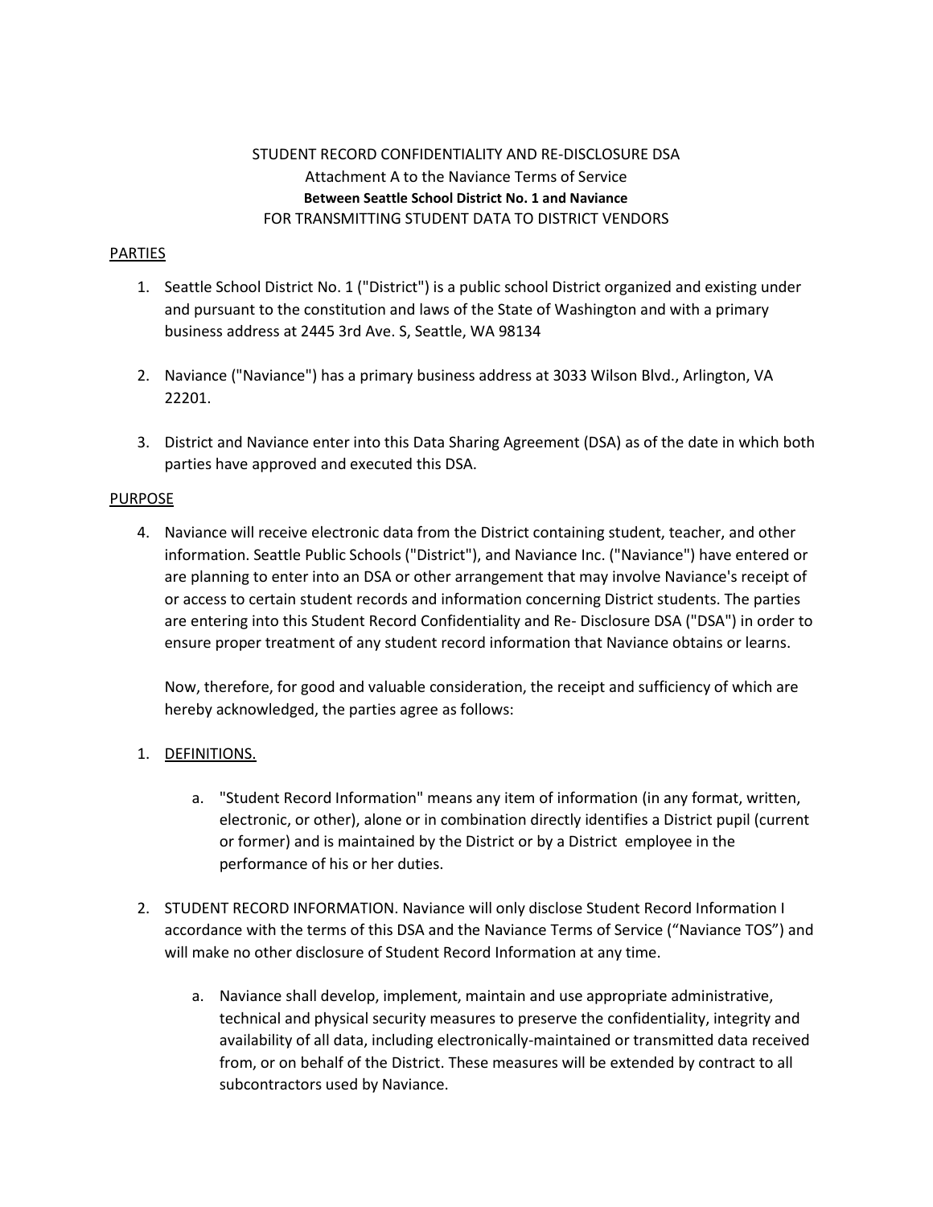STUDENT RECORD CONFIDENTIALITY AND RE-DISCLOSURE DSA
Attachment A to the Naviance Terms of Service
**Between Seattle School District No. 1 and Naviance**
FOR TRANSMITTING STUDENT DATA TO DISTRICT VENDORS

## PARTIES

1. Seattle School District No. 1 ("District") is a public school District organized and existing under and pursuant to the constitution and laws of the State of Washington and with a primary business address at 2445 3rd Ave. S, Seattle, WA 98134

2. Naviance ("Naviance") has a primary business address at 3033 Wilson Blvd., Arlington, VA 22201.

3. District and Naviance enter into this Data Sharing Agreement (DSA) as of the date in which both parties have approved and executed this DSA.

## PURPOSE

4. Naviance will receive electronic data from the District containing student, teacher, and other information. Seattle Public Schools ("District"), and Naviance Inc. ("Naviance") have entered or are planning to enter into an DSA or other arrangement that may involve Naviance's receipt of or access to certain student records and information concerning District students. The parties are entering into this Student Record Confidentiality and Re- Disclosure DSA ("DSA") in order to ensure proper treatment of any student record information that Naviance obtains or learns.

   Now, therefore, for good and valuable consideration, the receipt and sufficiency of which are hereby acknowledged, the parties agree as follows:

1. DEFINITIONS.

   a. "Student Record Information" means any item of information (in any format, written, electronic, or other), alone or in combination directly identifies a District pupil (current or former) and is maintained by the District or by a District employee in the performance of his or her duties.

2. STUDENT RECORD INFORMATION. Naviance will only disclose Student Record Information I accordance with the terms of this DSA and the Naviance Terms of Service ("Naviance TOS") and will make no other disclosure of Student Record Information at any time.

   a. Naviance shall develop, implement, maintain and use appropriate administrative, technical and physical security measures to preserve the confidentiality, integrity and availability of all data, including electronically-maintained or transmitted data received from, or on behalf of the District. These measures will be extended by contract to all subcontractors used by Naviance.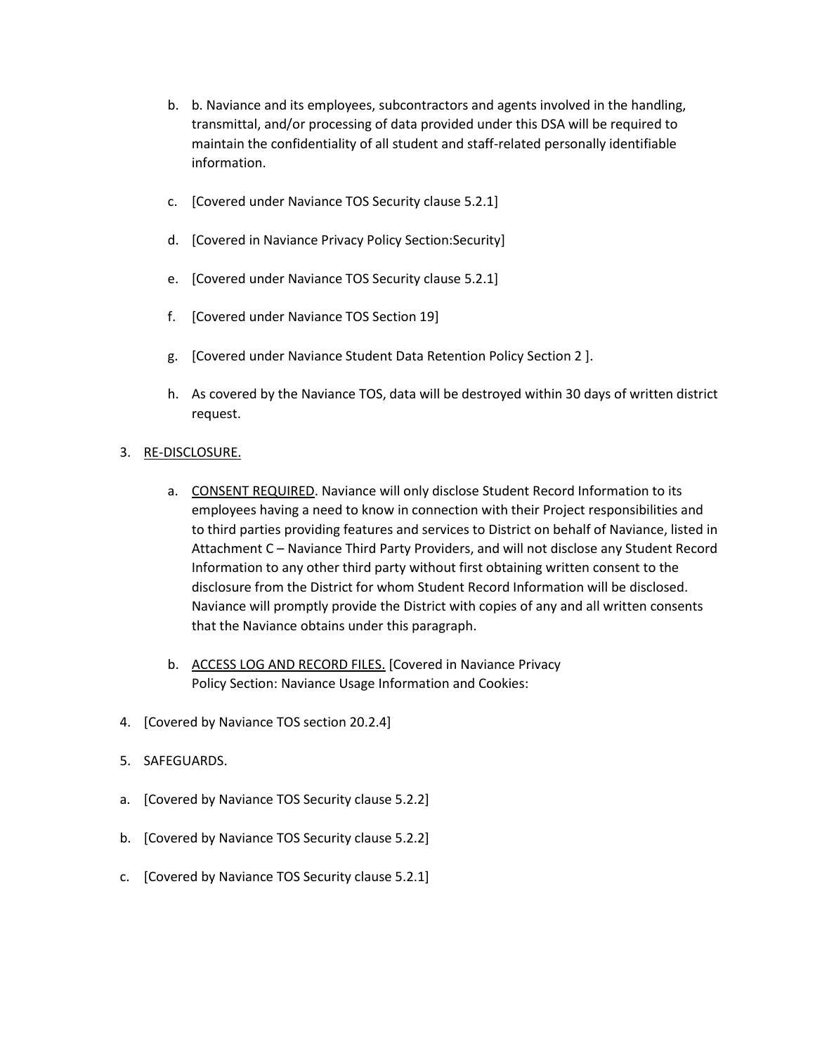b. b. Naviance and its employees, subcontractors and agents involved in the handling, transmittal, and/or processing of data provided under this DSA will be required to maintain the confidentiality of all student and staff-related personally identifiable information.

c. [Covered under Naviance TOS Security clause 5.2.1]

d. [Covered in Naviance Privacy Policy Section:Security]

e. [Covered under Naviance TOS Security clause 5.2.1]

f. [Covered under Naviance TOS Section 19]

g. [Covered under Naviance Student Data Retention Policy Section 2 ].

h. As covered by the Naviance TOS, data will be destroyed within 30 days of written district request.

3. <u>RE-DISCLOSURE.</u>

   a. <u>CONSENT REQUIRED</u>. Naviance will only disclose Student Record Information to its employees having a need to know in connection with their Project responsibilities and to third parties providing features and services to District on behalf of Naviance, listed in Attachment C – Naviance Third Party Providers, and will not disclose any Student Record Information to any other third party without first obtaining written consent to the disclosure from the District for whom Student Record Information will be disclosed. Naviance will promptly provide the District with copies of any and all written consents that the Naviance obtains under this paragraph.

   b. <u>ACCESS LOG AND RECORD FILES.</u> [Covered in Naviance Privacy Policy Section: Naviance Usage Information and Cookies:

4. [Covered by Naviance TOS section 20.2.4]

5. SAFEGUARDS.

a. [Covered by Naviance TOS Security clause 5.2.2]

b. [Covered by Naviance TOS Security clause 5.2.2]

c. [Covered by Naviance TOS Security clause 5.2.1]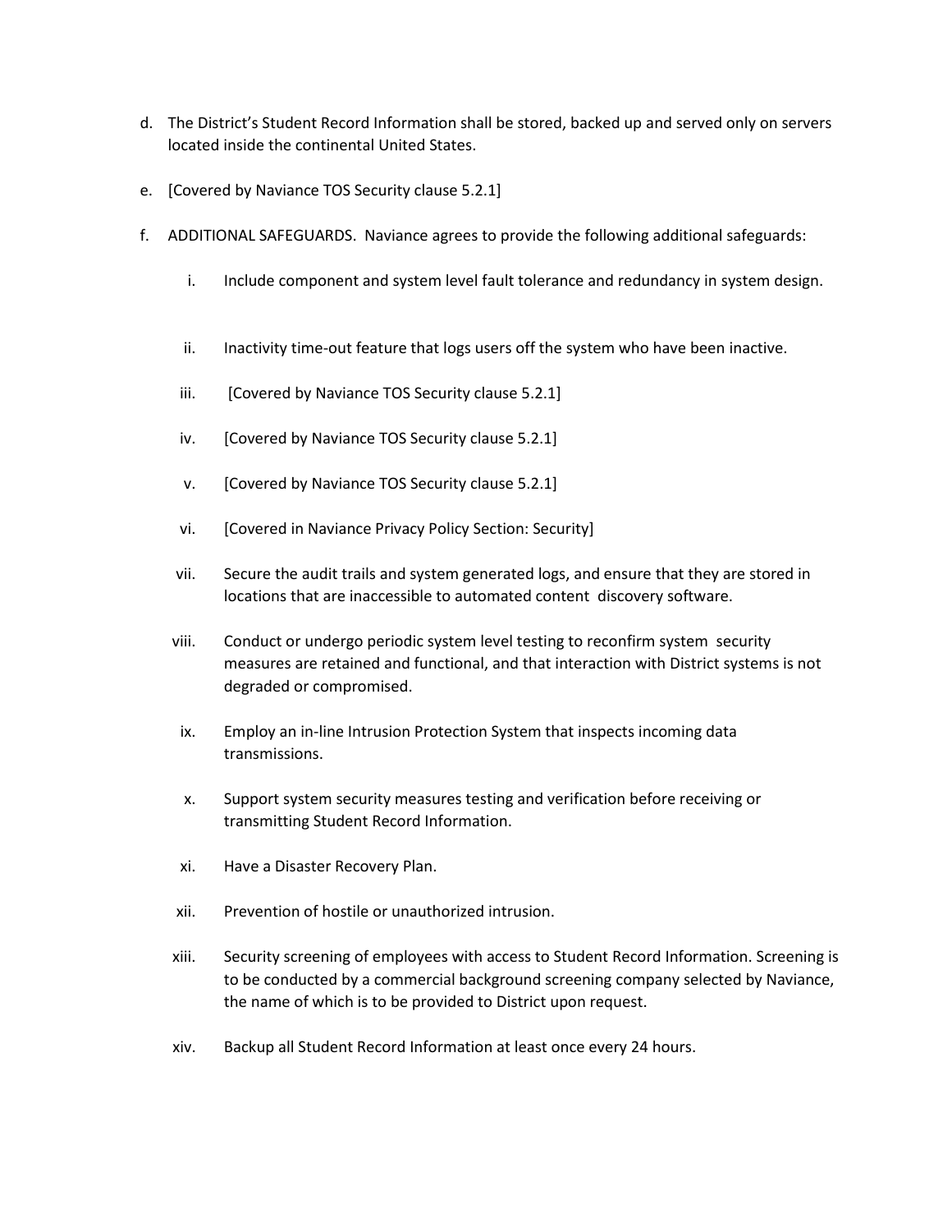d. The District's Student Record Information shall be stored, backed up and served only on servers located inside the continental United States.

e. [Covered by Naviance TOS Security clause 5.2.1]

f. ADDITIONAL SAFEGUARDS. Naviance agrees to provide the following additional safeguards:

   i. Include component and system level fault tolerance and redundancy in system design.

   ii. Inactivity time-out feature that logs users off the system who have been inactive.

   iii. [Covered by Naviance TOS Security clause 5.2.1]

   iv. [Covered by Naviance TOS Security clause 5.2.1]

   v. [Covered by Naviance TOS Security clause 5.2.1]

   vi. [Covered in Naviance Privacy Policy Section: Security]

   vii. Secure the audit trails and system generated logs, and ensure that they are stored in locations that are inaccessible to automated content discovery software.

   viii. Conduct or undergo periodic system level testing to reconfirm system security measures are retained and functional, and that interaction with District systems is not degraded or compromised.

   ix. Employ an in-line Intrusion Protection System that inspects incoming data transmissions.

   x. Support system security measures testing and verification before receiving or transmitting Student Record Information.

   xi. Have a Disaster Recovery Plan.

   xii. Prevention of hostile or unauthorized intrusion.

   xiii. Security screening of employees with access to Student Record Information. Screening is to be conducted by a commercial background screening company selected by Naviance, the name of which is to be provided to District upon request.

   xiv. Backup all Student Record Information at least once every 24 hours.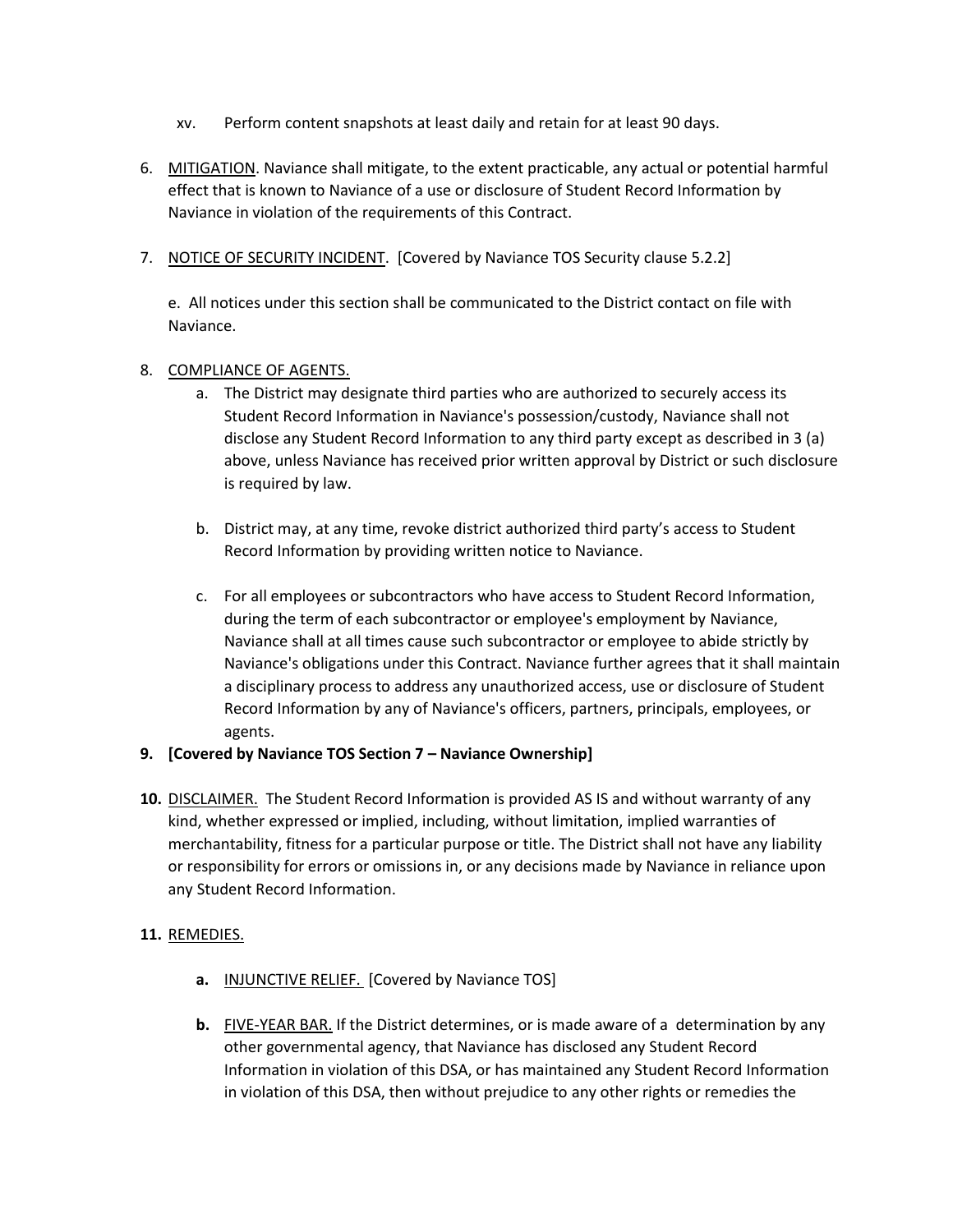xv. Perform content snapshots at least daily and retain for at least 90 days.

6. <u>MITIGATION</u>. Naviance shall mitigate, to the extent practicable, any actual or potential harmful effect that is known to Naviance of a use or disclosure of Student Record Information by Naviance in violation of the requirements of this Contract.

7. <u>NOTICE OF SECURITY INCIDENT</u>. [Covered by Naviance TOS Security clause 5.2.2]

   e. All notices under this section shall be communicated to the District contact on file with Naviance.

8. <u>COMPLIANCE OF AGENTS.</u>
   a. The District may designate third parties who are authorized to securely access its Student Record Information in Naviance's possession/custody, Naviance shall not disclose any Student Record Information to any third party except as described in 3 (a) above, unless Naviance has received prior written approval by District or such disclosure is required by law.

   b. District may, at any time, revoke district authorized third party's access to Student Record Information by providing written notice to Naviance.

   c. For all employees or subcontractors who have access to Student Record Information, during the term of each subcontractor or employee's employment by Naviance, Naviance shall at all times cause such subcontractor or employee to abide strictly by Naviance's obligations under this Contract. Naviance further agrees that it shall maintain a disciplinary process to address any unauthorized access, use or disclosure of Student Record Information by any of Naviance's officers, partners, principals, employees, or agents.

9. **[Covered by Naviance TOS Section 7 – Naviance Ownership]**

10. <u>DISCLAIMER.</u> The Student Record Information is provided AS IS and without warranty of any kind, whether expressed or implied, including, without limitation, implied warranties of merchantability, fitness for a particular purpose or title. The District shall not have any liability or responsibility for errors or omissions in, or any decisions made by Naviance in reliance upon any Student Record Information.

11. <u>REMEDIES.</u>

    **a.** <u>INJUNCTIVE RELIEF.</u> [Covered by Naviance TOS]

    **b.** <u>FIVE-YEAR BAR.</u> If the District determines, or is made aware of a determination by any other governmental agency, that Naviance has disclosed any Student Record Information in violation of this DSA, or has maintained any Student Record Information in violation of this DSA, then without prejudice to any other rights or remedies the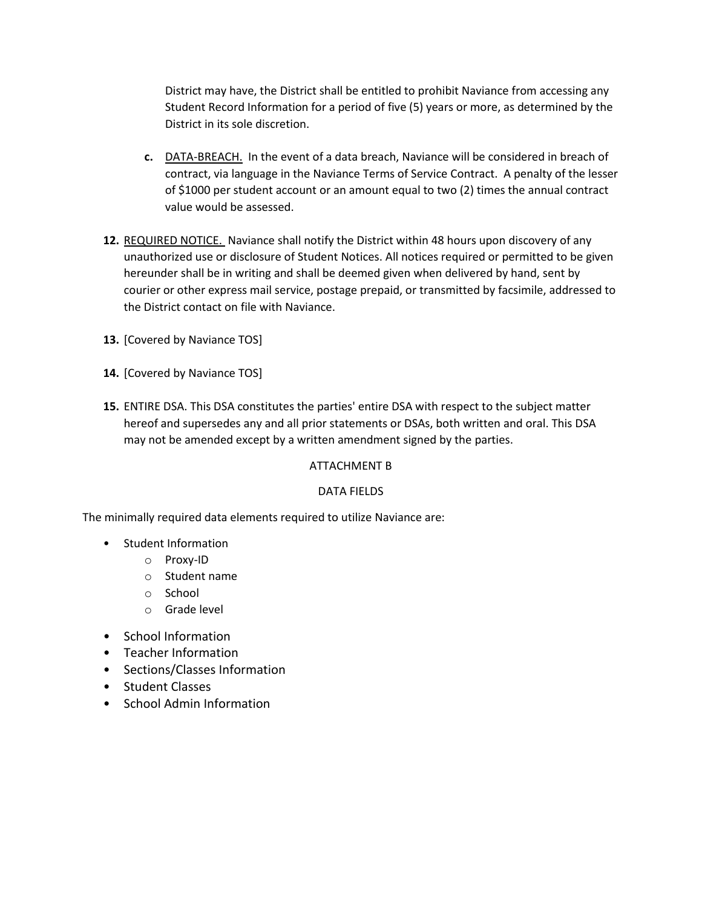District may have, the District shall be entitled to prohibit Naviance from accessing any Student Record Information for a period of five (5) years or more, as determined by the District in its sole discretion.

   c. <u>DATA-BREACH.</u> In the event of a data breach, Naviance will be considered in breach of contract, via language in the Naviance Terms of Service Contract. A penalty of the lesser of $1000 per student account or an amount equal to two (2) times the annual contract value would be assessed.

**12.** <u>REQUIRED NOTICE.</u> Naviance shall notify the District within 48 hours upon discovery of any unauthorized use or disclosure of Student Notices. All notices required or permitted to be given hereunder shall be in writing and shall be deemed given when delivered by hand, sent by courier or other express mail service, postage prepaid, or transmitted by facsimile, addressed to the District contact on file with Naviance.

**13.** [Covered by Naviance TOS]

**14.** [Covered by Naviance TOS]

**15.** ENTIRE DSA. This DSA constitutes the parties' entire DSA with respect to the subject matter hereof and supersedes any and all prior statements or DSAs, both written and oral. This DSA may not be amended except by a written amendment signed by the parties.

ATTACHMENT B

DATA FIELDS

The minimally required data elements required to utilize Naviance are:

- Student Information
  - Proxy-ID
  - Student name
  - School
  - Grade level
- School Information
- Teacher Information
- Sections/Classes Information
- Student Classes
- School Admin Information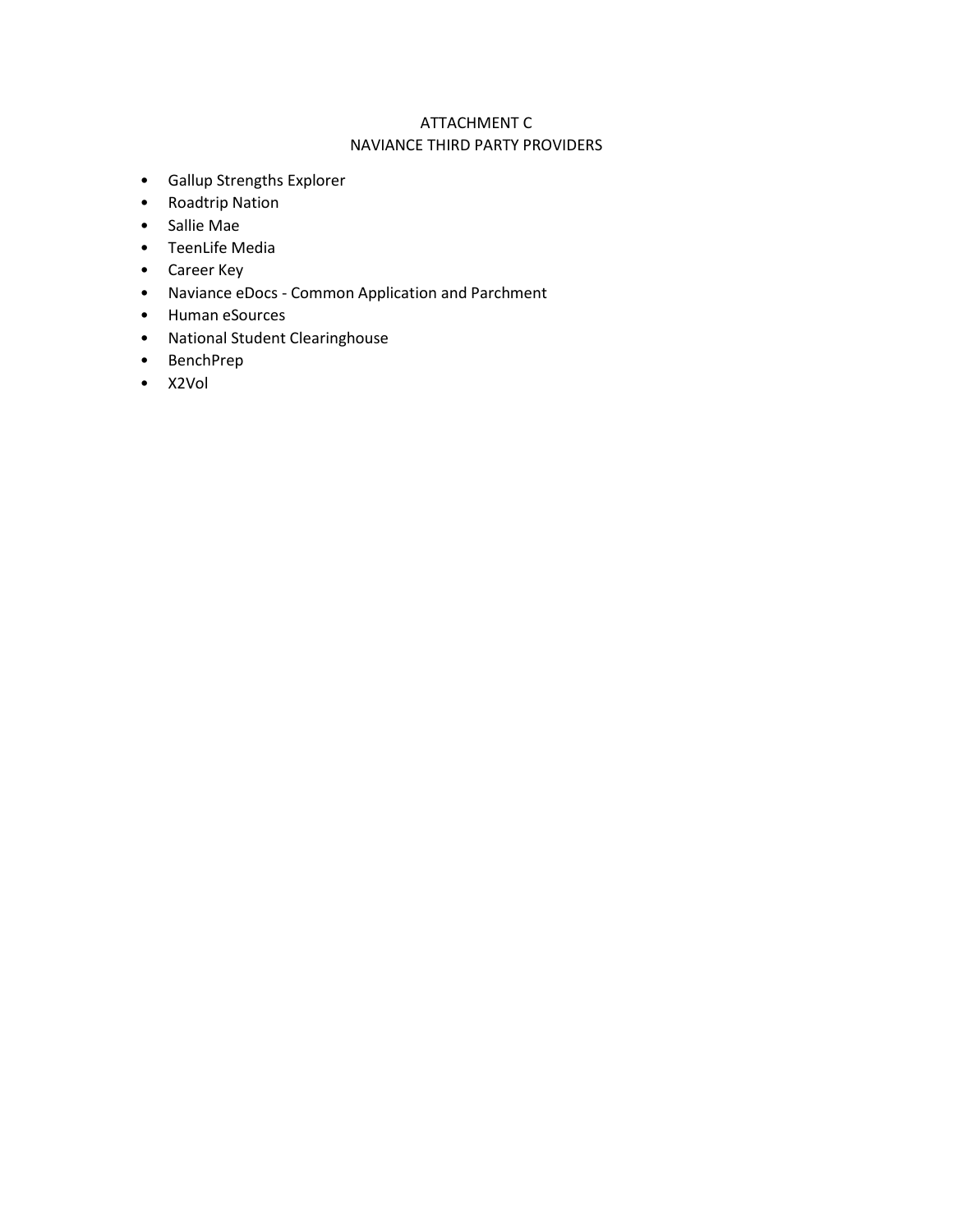# ATTACHMENT C
## NAVIANCE THIRD PARTY PROVIDERS

- Gallup Strengths Explorer
- Roadtrip Nation
- Sallie Mae
- TeenLife Media
- Career Key
- Naviance eDocs - Common Application and Parchment
- Human eSources
- National Student Clearinghouse
- BenchPrep
- X2Vol